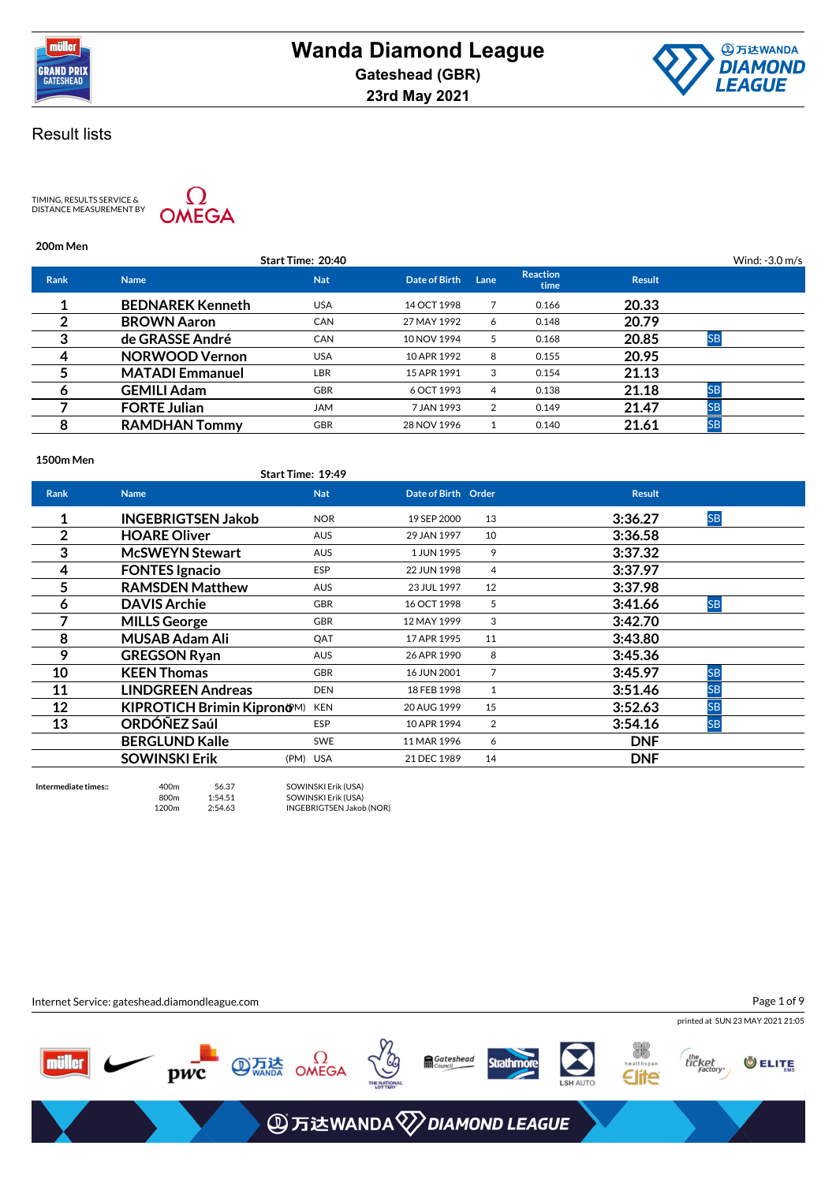# Wanda Diamond League

**Gateshead (GBR)**

**23rd May 2021**

## Result lists

TIMING, RESULTS SERVICE & DISTANCE MEASUREMENT BY OMEGA

### 200m Men

Start Time: 20:40 — Wind: -3.0 m/s

| Rank | Name | Nat | Date of Birth | Lane | Reaction time | Result | |
|---|---|---|---|---|---|---|---|
| 1 | BEDNAREK Kenneth | USA | 14 OCT 1998 | 7 | 0.166 | 20.33 | |
| 2 | BROWN Aaron | CAN | 27 MAY 1992 | 6 | 0.148 | 20.79 | |
| 3 | de GRASSE André | CAN | 10 NOV 1994 | 5 | 0.168 | 20.85 | SB |
| 4 | NORWOOD Vernon | USA | 10 APR 1992 | 8 | 0.155 | 20.95 | |
| 5 | MATADI Emmanuel | LBR | 15 APR 1991 | 3 | 0.154 | 21.13 | |
| 6 | GEMILI Adam | GBR | 6 OCT 1993 | 4 | 0.138 | 21.18 | SB |
| 7 | FORTE Julian | JAM | 7 JAN 1993 | 2 | 0.149 | 21.47 | SB |
| 8 | RAMDHAN Tommy | GBR | 28 NOV 1996 | 1 | 0.140 | 21.61 | SB |

### 1500m Men

Start Time: 19:49

| Rank | Name | | Nat | Date of Birth | Order | Result | |
|---|---|---|---|---|---|---|---|
| 1 | INGEBRIGTSEN Jakob | | NOR | 19 SEP 2000 | 13 | 3:36.27 | SB |
| 2 | HOARE Oliver | | AUS | 29 JAN 1997 | 10 | 3:36.58 | |
| 3 | McSWEYN Stewart | | AUS | 1 JUN 1995 | 9 | 3:37.32 | |
| 4 | FONTES Ignacio | | ESP | 22 JUN 1998 | 4 | 3:37.97 | |
| 5 | RAMSDEN Matthew | | AUS | 23 JUL 1997 | 12 | 3:37.98 | |
| 6 | DAVIS Archie | | GBR | 16 OCT 1998 | 5 | 3:41.66 | SB |
| 7 | MILLS George | | GBR | 12 MAY 1999 | 3 | 3:42.70 | |
| 8 | MUSAB Adam Ali | | QAT | 17 APR 1995 | 11 | 3:43.80 | |
| 9 | GREGSON Ryan | | AUS | 26 APR 1990 | 8 | 3:45.36 | |
| 10 | KEEN Thomas | | GBR | 16 JUN 2001 | 7 | 3:45.97 | SB |
| 11 | LINDGREEN Andreas | | DEN | 18 FEB 1998 | 1 | 3:51.46 | SB |
| 12 | KIPROTICH Brimin Kiprono | (PM) | KEN | 20 AUG 1999 | 15 | 3:52.63 | SB |
| 13 | ORDÓÑEZ Saúl | | ESP | 10 APR 1994 | 2 | 3:54.16 | SB |
| | BERGLUND Kalle | | SWE | 11 MAR 1996 | 6 | DNF | |
| | SOWINSKI Erik | (PM) | USA | 21 DEC 1989 | 14 | DNF | |

**Intermediate times::**

| | | |
|---|---|---|
| 400m | 56.37 | SOWINSKI Erik (USA) |
| 800m | 1:54.51 | SOWINSKI Erik (USA) |
| 1200m | 2:54.63 | INGEBRIGTSEN Jakob (NOR) |

Internet Service: gateshead.diamondleague.com

printed at SUN 23 MAY 2021 21:05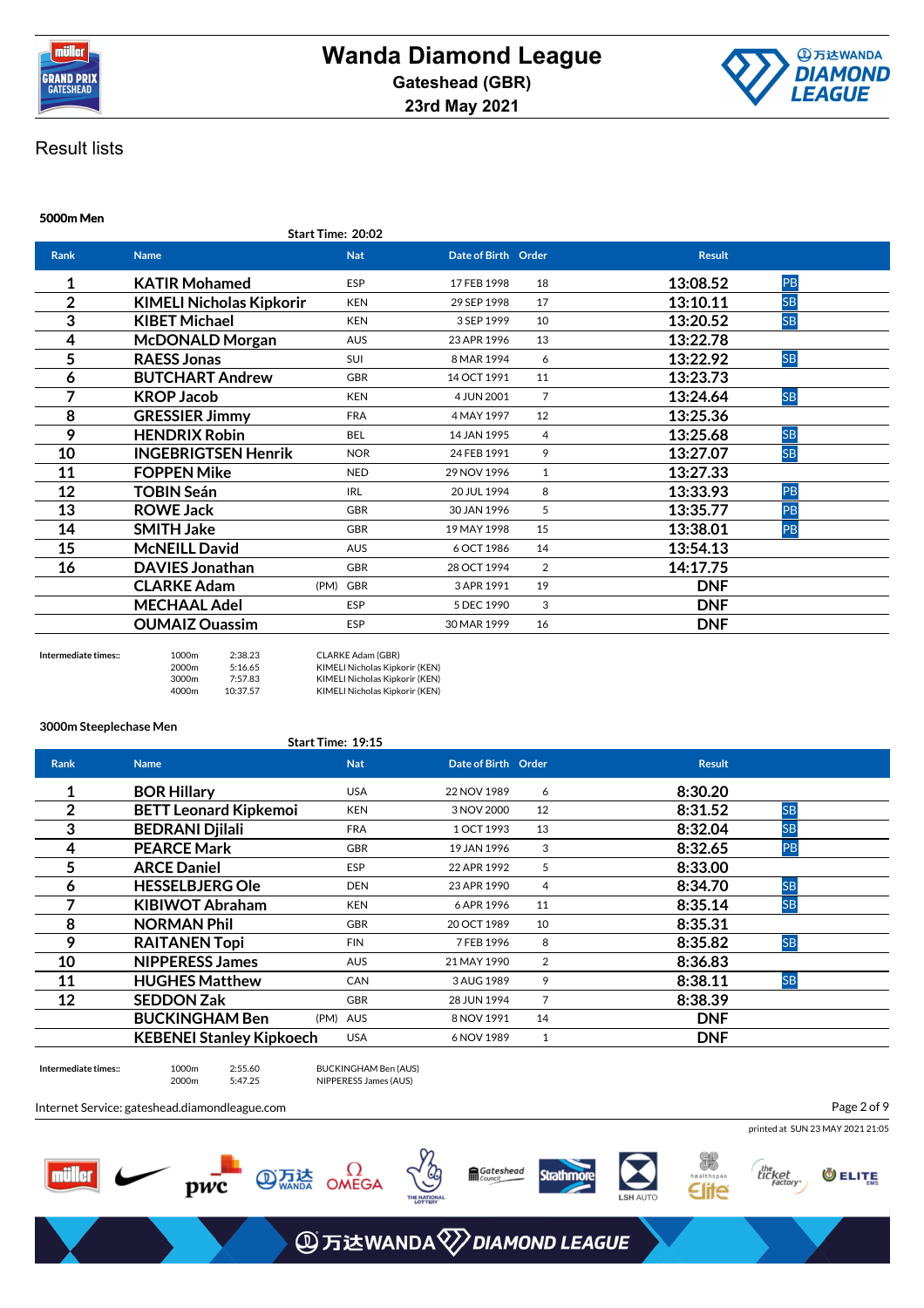# Wanda Diamond League

**Gateshead (GBR)**
**23rd May 2021**

## Result lists

### 5000m Men

Start Time: 20:02

| Rank | Name | Nat | Date of Birth | Order | Result | |
|---|---|---|---|---|---|---|
| 1 | KATIR Mohamed | ESP | 17 FEB 1998 | 18 | 13:08.52 | PB |
| 2 | KIMELI Nicholas Kipkorir | KEN | 29 SEP 1998 | 17 | 13:10.11 | SB |
| 3 | KIBET Michael | KEN | 3 SEP 1999 | 10 | 13:20.52 | SB |
| 4 | McDONALD Morgan | AUS | 23 APR 1996 | 13 | 13:22.78 | |
| 5 | RAESS Jonas | SUI | 8 MAR 1994 | 6 | 13:22.92 | SB |
| 6 | BUTCHART Andrew | GBR | 14 OCT 1991 | 11 | 13:23.73 | |
| 7 | KROP Jacob | KEN | 4 JUN 2001 | 7 | 13:24.64 | SB |
| 8 | GRESSIER Jimmy | FRA | 4 MAY 1997 | 12 | 13:25.36 | |
| 9 | HENDRIX Robin | BEL | 14 JAN 1995 | 4 | 13:25.68 | SB |
| 10 | INGEBRIGTSEN Henrik | NOR | 24 FEB 1991 | 9 | 13:27.07 | SB |
| 11 | FOPPEN Mike | NED | 29 NOV 1996 | 1 | 13:27.33 | |
| 12 | TOBIN Seán | IRL | 20 JUL 1994 | 8 | 13:33.93 | PB |
| 13 | ROWE Jack | GBR | 30 JAN 1996 | 5 | 13:35.77 | PB |
| 14 | SMITH Jake | GBR | 19 MAY 1998 | 15 | 13:38.01 | PB |
| 15 | McNEILL David | AUS | 6 OCT 1986 | 14 | 13:54.13 | |
| 16 | DAVIES Jonathan | GBR | 28 OCT 1994 | 2 | 14:17.75 | |
| | CLARKE Adam (PM) | GBR | 3 APR 1991 | 19 | DNF | |
| | MECHAAL Adel | ESP | 5 DEC 1990 | 3 | DNF | |
| | OUMAIZ Ouassim | ESP | 30 MAR 1999 | 16 | DNF | |

**Intermediate times::**

| Distance | Time | Leader |
|---|---|---|
| 1000m | 2:38.23 | CLARKE Adam (GBR) |
| 2000m | 5:16.65 | KIMELI Nicholas Kipkorir (KEN) |
| 3000m | 7:57.83 | KIMELI Nicholas Kipkorir (KEN) |
| 4000m | 10:37.57 | KIMELI Nicholas Kipkorir (KEN) |

### 3000m Steeplechase Men

Start Time: 19:15

| Rank | Name | Nat | Date of Birth | Order | Result | |
|---|---|---|---|---|---|---|
| 1 | BOR Hillary | USA | 22 NOV 1989 | 6 | 8:30.20 | |
| 2 | BETT Leonard Kipkemoi | KEN | 3 NOV 2000 | 12 | 8:31.52 | SB |
| 3 | BEDRANI Djilali | FRA | 1 OCT 1993 | 13 | 8:32.04 | SB |
| 4 | PEARCE Mark | GBR | 19 JAN 1996 | 3 | 8:32.65 | PB |
| 5 | ARCE Daniel | ESP | 22 APR 1992 | 5 | 8:33.00 | |
| 6 | HESSELBJERG Ole | DEN | 23 APR 1990 | 4 | 8:34.70 | SB |
| 7 | KIBIWOT Abraham | KEN | 6 APR 1996 | 11 | 8:35.14 | SB |
| 8 | NORMAN Phil | GBR | 20 OCT 1989 | 10 | 8:35.31 | |
| 9 | RAITANEN Topi | FIN | 7 FEB 1996 | 8 | 8:35.82 | SB |
| 10 | NIPPERESS James | AUS | 21 MAY 1990 | 2 | 8:36.83 | |
| 11 | HUGHES Matthew | CAN | 3 AUG 1989 | 9 | 8:38.11 | SB |
| 12 | SEDDON Zak | GBR | 28 JUN 1994 | 7 | 8:38.39 | |
| | BUCKINGHAM Ben (PM) | AUS | 8 NOV 1991 | 14 | DNF | |
| | KEBENEI Stanley Kipkoech | USA | 6 NOV 1989 | 1 | DNF | |

**Intermediate times::**

| Distance | Time | Leader |
|---|---|---|
| 1000m | 2:55.60 | BUCKINGHAM Ben (AUS) |
| 2000m | 5:47.25 | NIPPERESS James (AUS) |

Internet Service: gateshead.diamondleague.com

printed at SUN 23 MAY 2021 21:05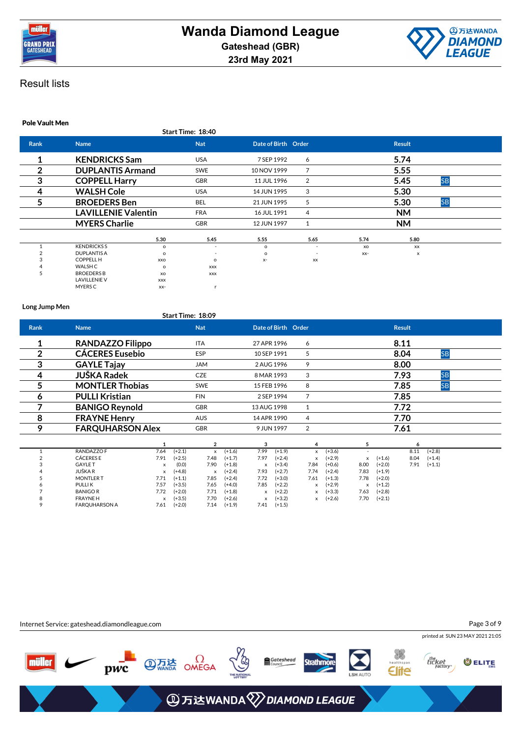# Wanda Diamond League

**Gateshead (GBR)**

**23rd May 2021**

## Result lists

### Pole Vault Men

Start Time: 18:40

| Rank | Name | Nat | Date of Birth | Order | Result | |
|---|---|---|---|---|---|---|
| 1 | KENDRICKS Sam | USA | 7 SEP 1992 | 6 | 5.74 | |
| 2 | DUPLANTIS Armand | SWE | 10 NOV 1999 | 7 | 5.55 | |
| 3 | COPPELL Harry | GBR | 11 JUL 1996 | 2 | 5.45 | SB |
| 4 | WALSH Cole | USA | 14 JUN 1995 | 3 | 5.30 | |
| 5 | BROEDERS Ben | BEL | 21 JUN 1995 | 5 | 5.30 | SB |
| | LAVILLENIE Valentin | FRA | 16 JUL 1991 | 4 | NM | |
| | MYERS Charlie | GBR | 12 JUN 1997 | 1 | NM | |

| | | 5.30 | 5.45 | 5.55 | 5.65 | 5.74 | 5.80 |
|---|---|---|---|---|---|---|---|
| 1 | KENDRICKS S | o | - | o | - | xo | xx |
| 2 | DUPLANTIS A | o | - | o | - | xx- | x |
| 3 | COPPELL H | xxo | o | x- | xx | | |
| 4 | WALSH C | o | xxx | | | | |
| 5 | BROEDERS B | xo | xxx | | | | |
| | LAVILLENIE V | xxx | | | | | |
| | MYERS C | xx- | r | | | | |

### Long Jump Men

Start Time: 18:09

| Rank | Name | Nat | Date of Birth | Order | Result | |
|---|---|---|---|---|---|---|
| 1 | RANDAZZO Filippo | ITA | 27 APR 1996 | 6 | 8.11 | |
| 2 | CÁCERES Eusebio | ESP | 10 SEP 1991 | 5 | 8.04 | SB |
| 3 | GAYLE Tajay | JAM | 2 AUG 1996 | 9 | 8.00 | |
| 4 | JUŠKA Radek | CZE | 8 MAR 1993 | 3 | 7.93 | SB |
| 5 | MONTLER Thobias | SWE | 15 FEB 1996 | 8 | 7.85 | SB |
| 6 | PULLI Kristian | FIN | 2 SEP 1994 | 7 | 7.85 | |
| 7 | BANIGO Reynold | GBR | 13 AUG 1998 | 1 | 7.72 | |
| 8 | FRAYNE Henry | AUS | 14 APR 1990 | 4 | 7.70 | |
| 9 | FARQUHARSON Alex | GBR | 9 JUN 1997 | 2 | 7.61 | |

| | | 1 | | 2 | | 3 | | 4 | | 5 | | 6 | |
|---|---|---|---|---|---|---|---|---|---|---|---|---|---|
| 1 | RANDAZZO F | 7.64 | (+2.1) | x | (+1.6) | 7.99 | (+1.9) | x | (+3.6) | - | | 8.11 | (+2.8) |
| 2 | CÁCERES E | 7.91 | (+2.5) | 7.48 | (+1.7) | 7.97 | (+2.4) | x | (+2.9) | x | (+1.6) | 8.04 | (+1.4) |
| 3 | GAYLE T | x | (0.0) | 7.90 | (+1.8) | x | (+3.4) | 7.84 | (+0.6) | 8.00 | (+2.0) | 7.91 | (+1.1) |
| 4 | JUŠKA R | x | (+4.8) | x | (+2.4) | 7.93 | (+2.7) | 7.74 | (+2.4) | 7.83 | (+1.9) | | |
| 5 | MONTLER T | 7.71 | (+1.1) | 7.85 | (+2.4) | 7.72 | (+3.0) | 7.61 | (+1.3) | 7.78 | (+2.0) | | |
| 6 | PULLI K | 7.57 | (+3.5) | 7.65 | (+4.0) | 7.85 | (+2.2) | x | (+2.9) | x | (+1.2) | | |
| 7 | BANIGO R | 7.72 | (+2.0) | 7.71 | (+1.8) | x | (+2.2) | x | (+3.3) | 7.63 | (+2.8) | | |
| 8 | FRAYNE H | x | (+3.5) | 7.70 | (+2.6) | x | (+3.2) | x | (+2.6) | 7.70 | (+2.1) | | |
| 9 | FARQUHARSON A | 7.61 | (+2.0) | 7.14 | (+1.9) | 7.41 | (+1.5) | | | | | | |

Internet Service: gateshead.diamondleague.com

printed at SUN 23 MAY 2021 21:05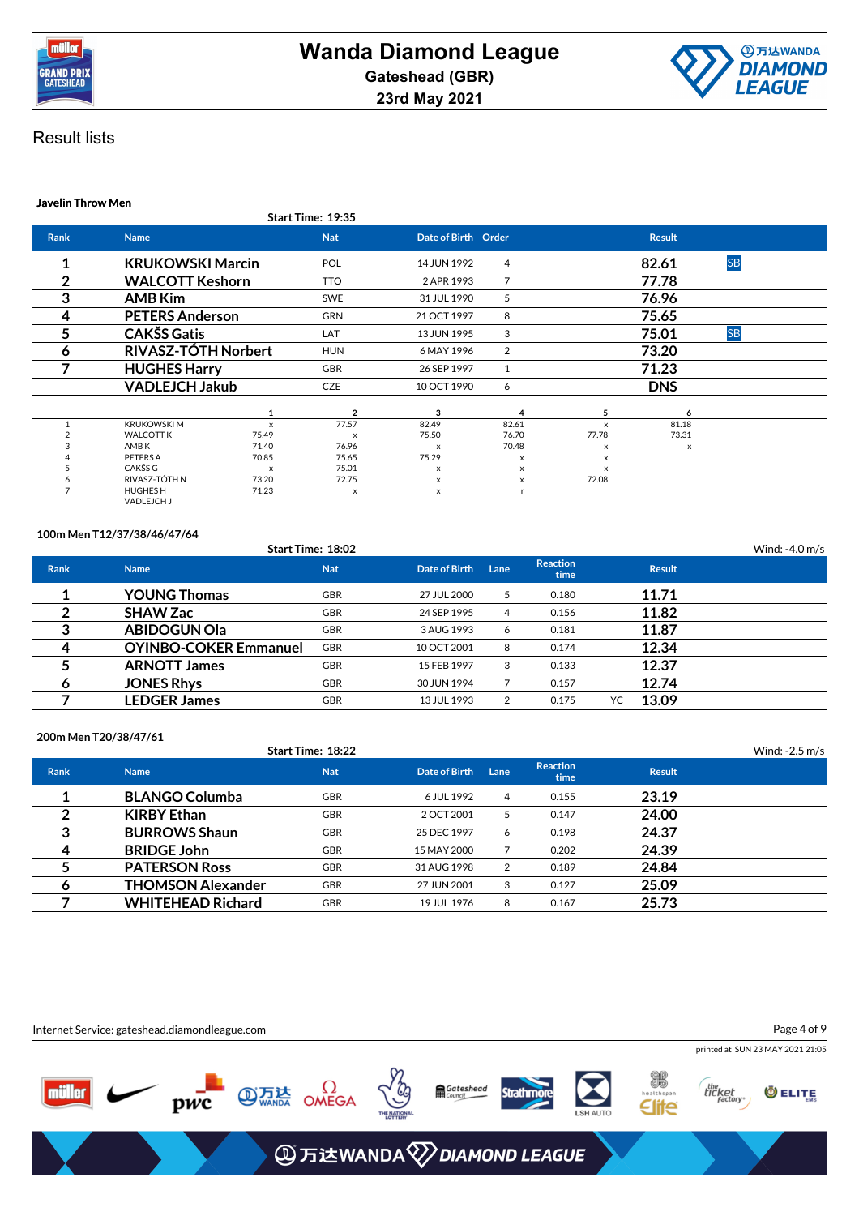# Wanda Diamond League

**Gateshead (GBR)**

**23rd May 2021**

## Result lists

### Javelin Throw Men

Start Time: 19:35

| Rank | Name | Nat | Date of Birth | Order | Result | |
|---|---|---|---|---|---|---|
| 1 | KRUKOWSKI Marcin | POL | 14 JUN 1992 | 4 | 82.61 | SB |
| 2 | WALCOTT Keshorn | TTO | 2 APR 1993 | 7 | 77.78 | |
| 3 | AMB Kim | SWE | 31 JUL 1990 | 5 | 76.96 | |
| 4 | PETERS Anderson | GRN | 21 OCT 1997 | 8 | 75.65 | |
| 5 | CAKŠS Gatis | LAT | 13 JUN 1995 | 3 | 75.01 | SB |
| 6 | RIVASZ-TÓTH Norbert | HUN | 6 MAY 1996 | 2 | 73.20 | |
| 7 | HUGHES Harry | GBR | 26 SEP 1997 | 1 | 71.23 | |
| | VADLEJCH Jakub | CZE | 10 OCT 1990 | 6 | DNS | |

| | Name | 1 | 2 | 3 | 4 | 5 | 6 |
|---|---|---|---|---|---|---|---|
| 1 | KRUKOWSKI M | x | 77.57 | 82.49 | 82.61 | x | 81.18 |
| 2 | WALCOTT K | 75.49 | x | 75.50 | 76.70 | 77.78 | 73.31 |
| 3 | AMB K | 71.40 | 76.96 | x | 70.48 | x | x |
| 4 | PETERS A | 70.85 | 75.65 | 75.29 | x | x | |
| 5 | CAKŠS G | x | 75.01 | x | x | x | |
| 6 | RIVASZ-TÓTH N | 73.20 | 72.75 | x | x | 72.08 | |
| 7 | HUGHES H | 71.23 | x | x | r | | |
| | VADLEJCH J | | | | | | |

### 100m Men T12/37/38/46/47/64

Start Time: 18:02 — Wind: -4.0 m/s

| Rank | Name | Nat | Date of Birth | Lane | Reaction time | | Result |
|---|---|---|---|---|---|---|---|
| 1 | YOUNG Thomas | GBR | 27 JUL 2000 | 5 | 0.180 | | 11.71 |
| 2 | SHAW Zac | GBR | 24 SEP 1995 | 4 | 0.156 | | 11.82 |
| 3 | ABIDOGUN Ola | GBR | 3 AUG 1993 | 6 | 0.181 | | 11.87 |
| 4 | OYINBO-COKER Emmanuel | GBR | 10 OCT 2001 | 8 | 0.174 | | 12.34 |
| 5 | ARNOTT James | GBR | 15 FEB 1997 | 3 | 0.133 | | 12.37 |
| 6 | JONES Rhys | GBR | 30 JUN 1994 | 7 | 0.157 | | 12.74 |
| 7 | LEDGER James | GBR | 13 JUL 1993 | 2 | 0.175 | YC | 13.09 |

### 200m Men T20/38/47/61

Start Time: 18:22 — Wind: -2.5 m/s

| Rank | Name | Nat | Date of Birth | Lane | Reaction time | Result |
|---|---|---|---|---|---|---|
| 1 | BLANGO Columba | GBR | 6 JUL 1992 | 4 | 0.155 | 23.19 |
| 2 | KIRBY Ethan | GBR | 2 OCT 2001 | 5 | 0.147 | 24.00 |
| 3 | BURROWS Shaun | GBR | 25 DEC 1997 | 6 | 0.198 | 24.37 |
| 4 | BRIDGE John | GBR | 15 MAY 2000 | 7 | 0.202 | 24.39 |
| 5 | PATERSON Ross | GBR | 31 AUG 1998 | 2 | 0.189 | 24.84 |
| 6 | THOMSON Alexander | GBR | 27 JUN 2001 | 3 | 0.127 | 25.09 |
| 7 | WHITEHEAD Richard | GBR | 19 JUL 1976 | 8 | 0.167 | 25.73 |

Internet Service: gateshead.diamondleague.com

printed at SUN 23 MAY 2021 21:05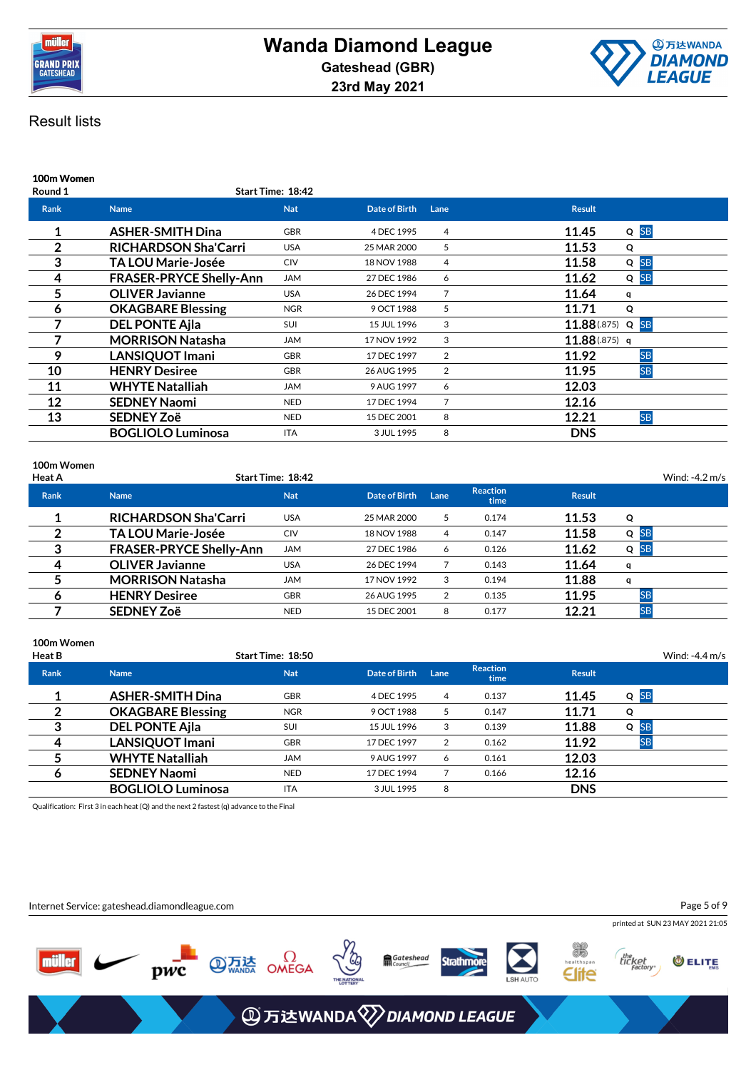# Wanda Diamond League

**Gateshead (GBR)**

**23rd May 2021**

## Result lists

### 100m Women

**Round 1** — Start Time: 18:42

| Rank | Name | Nat | Date of Birth | Lane | Result | | |
|---|---|---|---|---|---|---|---|
| 1 | ASHER-SMITH Dina | GBR | 4 DEC 1995 | 4 | 11.45 | Q | SB |
| 2 | RICHARDSON Sha'Carri | USA | 25 MAR 2000 | 5 | 11.53 | Q | |
| 3 | TA LOU Marie-Josée | CIV | 18 NOV 1988 | 4 | 11.58 | Q | SB |
| 4 | FRASER-PRYCE Shelly-Ann | JAM | 27 DEC 1986 | 6 | 11.62 | Q | SB |
| 5 | OLIVER Javianne | USA | 26 DEC 1994 | 7 | 11.64 | q | |
| 6 | OKAGBARE Blessing | NGR | 9 OCT 1988 | 5 | 11.71 | Q | |
| 7 | DEL PONTE Ajla | SUI | 15 JUL 1996 | 3 | 11.88 (.875) | Q | SB |
| 7 | MORRISON Natasha | JAM | 17 NOV 1992 | 3 | 11.88 (.875) | q | |
| 9 | LANSIQUOT Imani | GBR | 17 DEC 1997 | 2 | 11.92 | | SB |
| 10 | HENRY Desiree | GBR | 26 AUG 1995 | 2 | 11.95 | | SB |
| 11 | WHYTE Natalliah | JAM | 9 AUG 1997 | 6 | 12.03 | | |
| 12 | SEDNEY Naomi | NED | 17 DEC 1994 | 7 | 12.16 | | |
| 13 | SEDNEY Zoë | NED | 15 DEC 2001 | 8 | 12.21 | | SB |
| | BOGLIOLO Luminosa | ITA | 3 JUL 1995 | 8 | DNS | | |

### 100m Women

**Heat A** — Start Time: 18:42 — Wind: -4.2 m/s

| Rank | Name | Nat | Date of Birth | Lane | Reaction time | Result | | |
|---|---|---|---|---|---|---|---|---|
| 1 | RICHARDSON Sha'Carri | USA | 25 MAR 2000 | 5 | 0.174 | 11.53 | Q | |
| 2 | TA LOU Marie-Josée | CIV | 18 NOV 1988 | 4 | 0.147 | 11.58 | Q | SB |
| 3 | FRASER-PRYCE Shelly-Ann | JAM | 27 DEC 1986 | 6 | 0.126 | 11.62 | Q | SB |
| 4 | OLIVER Javianne | USA | 26 DEC 1994 | 7 | 0.143 | 11.64 | q | |
| 5 | MORRISON Natasha | JAM | 17 NOV 1992 | 3 | 0.194 | 11.88 | q | |
| 6 | HENRY Desiree | GBR | 26 AUG 1995 | 2 | 0.135 | 11.95 | | SB |
| 7 | SEDNEY Zoë | NED | 15 DEC 2001 | 8 | 0.177 | 12.21 | | SB |

### 100m Women

**Heat B** — Start Time: 18:50 — Wind: -4.4 m/s

| Rank | Name | Nat | Date of Birth | Lane | Reaction time | Result | | |
|---|---|---|---|---|---|---|---|---|
| 1 | ASHER-SMITH Dina | GBR | 4 DEC 1995 | 4 | 0.137 | 11.45 | Q | SB |
| 2 | OKAGBARE Blessing | NGR | 9 OCT 1988 | 5 | 0.147 | 11.71 | Q | |
| 3 | DEL PONTE Ajla | SUI | 15 JUL 1996 | 3 | 0.139 | 11.88 | Q | SB |
| 4 | LANSIQUOT Imani | GBR | 17 DEC 1997 | 2 | 0.162 | 11.92 | | SB |
| 5 | WHYTE Natalliah | JAM | 9 AUG 1997 | 6 | 0.161 | 12.03 | | |
| 6 | SEDNEY Naomi | NED | 17 DEC 1994 | 7 | 0.166 | 12.16 | | |
| | BOGLIOLO Luminosa | ITA | 3 JUL 1995 | 8 | | DNS | | |

Qualification: First 3 in each heat (Q) and the next 2 fastest (q) advance to the Final

Internet Service: gateshead.diamondleague.com

printed at SUN 23 MAY 2021 21:05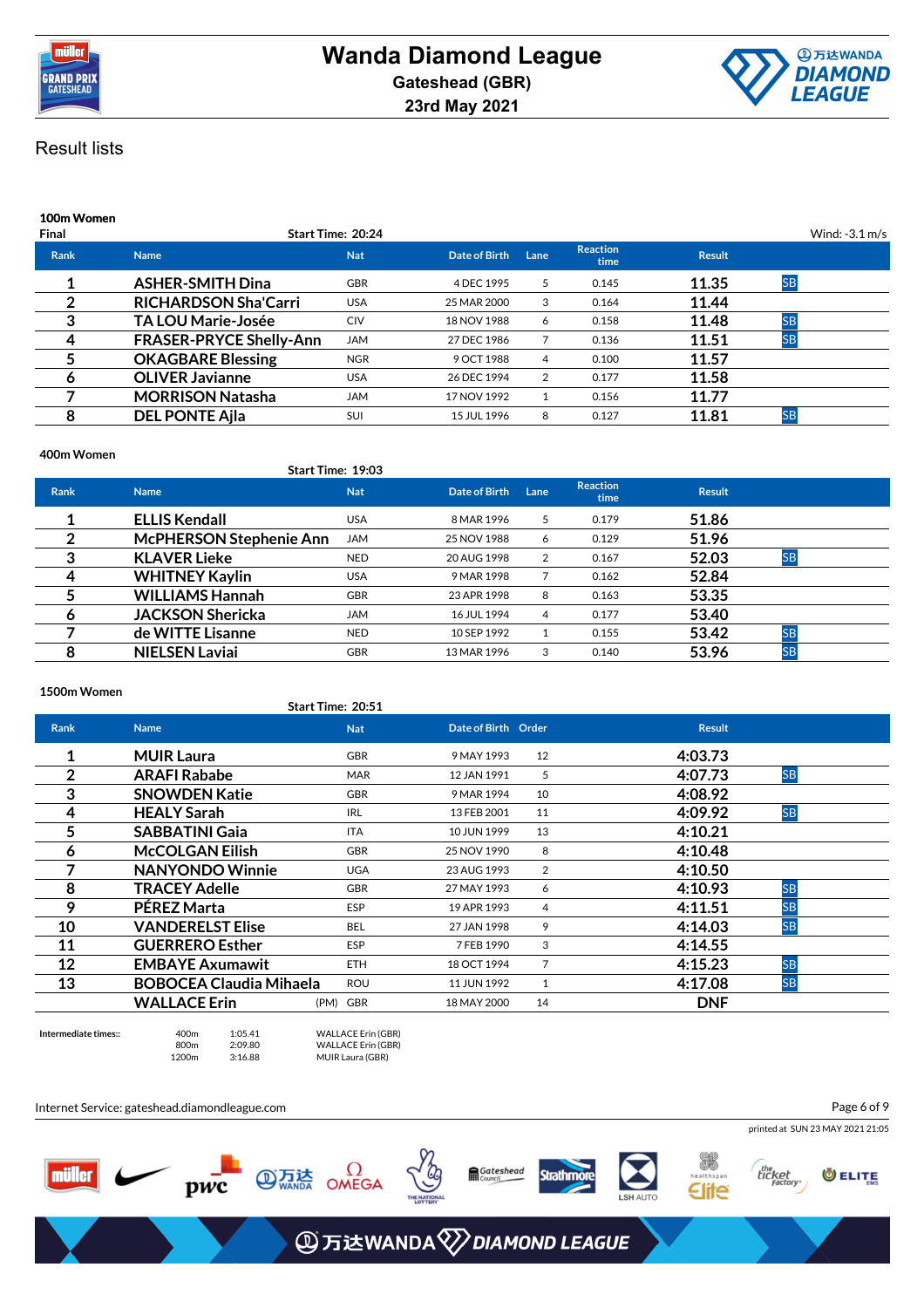# Wanda Diamond League

**Gateshead (GBR)**

**23rd May 2021**

## Result lists

### 100m Women

Final — Start Time: 20:24 — Wind: -3.1 m/s

| Rank | Name | Nat | Date of Birth | Lane | Reaction time | Result | |
|---|---|---|---|---|---|---|---|
| 1 | ASHER-SMITH Dina | GBR | 4 DEC 1995 | 5 | 0.145 | 11.35 | SB |
| 2 | RICHARDSON Sha'Carri | USA | 25 MAR 2000 | 3 | 0.164 | 11.44 | |
| 3 | TA LOU Marie-Josée | CIV | 18 NOV 1988 | 6 | 0.158 | 11.48 | SB |
| 4 | FRASER-PRYCE Shelly-Ann | JAM | 27 DEC 1986 | 7 | 0.136 | 11.51 | SB |
| 5 | OKAGBARE Blessing | NGR | 9 OCT 1988 | 4 | 0.100 | 11.57 | |
| 6 | OLIVER Javianne | USA | 26 DEC 1994 | 2 | 0.177 | 11.58 | |
| 7 | MORRISON Natasha | JAM | 17 NOV 1992 | 1 | 0.156 | 11.77 | |
| 8 | DEL PONTE Ajla | SUI | 15 JUL 1996 | 8 | 0.127 | 11.81 | SB |

### 400m Women

Start Time: 19:03

| Rank | Name | Nat | Date of Birth | Lane | Reaction time | Result | |
|---|---|---|---|---|---|---|---|
| 1 | ELLIS Kendall | USA | 8 MAR 1996 | 5 | 0.179 | 51.86 | |
| 2 | McPHERSON Stephenie Ann | JAM | 25 NOV 1988 | 6 | 0.129 | 51.96 | |
| 3 | KLAVER Lieke | NED | 20 AUG 1998 | 2 | 0.167 | 52.03 | SB |
| 4 | WHITNEY Kaylin | USA | 9 MAR 1998 | 7 | 0.162 | 52.84 | |
| 5 | WILLIAMS Hannah | GBR | 23 APR 1998 | 8 | 0.163 | 53.35 | |
| 6 | JACKSON Shericka | JAM | 16 JUL 1994 | 4 | 0.177 | 53.40 | |
| 7 | de WITTE Lisanne | NED | 10 SEP 1992 | 1 | 0.155 | 53.42 | SB |
| 8 | NIELSEN Laviai | GBR | 13 MAR 1996 | 3 | 0.140 | 53.96 | SB |

### 1500m Women

Start Time: 20:51

| Rank | Name | Nat | Date of Birth | Order | Result | |
|---|---|---|---|---|---|---|
| 1 | MUIR Laura | GBR | 9 MAY 1993 | 12 | 4:03.73 | |
| 2 | ARAFI Rababe | MAR | 12 JAN 1991 | 5 | 4:07.73 | SB |
| 3 | SNOWDEN Katie | GBR | 9 MAR 1994 | 10 | 4:08.92 | |
| 4 | HEALY Sarah | IRL | 13 FEB 2001 | 11 | 4:09.92 | SB |
| 5 | SABBATINI Gaia | ITA | 10 JUN 1999 | 13 | 4:10.21 | |
| 6 | McCOLGAN Eilish | GBR | 25 NOV 1990 | 8 | 4:10.48 | |
| 7 | NANYONDO Winnie | UGA | 23 AUG 1993 | 2 | 4:10.50 | |
| 8 | TRACEY Adelle | GBR | 27 MAY 1993 | 6 | 4:10.93 | SB |
| 9 | PÉREZ Marta | ESP | 19 APR 1993 | 4 | 4:11.51 | SB |
| 10 | VANDERELST Elise | BEL | 27 JAN 1998 | 9 | 4:14.03 | SB |
| 11 | GUERRERO Esther | ESP | 7 FEB 1990 | 3 | 4:14.55 | |
| 12 | EMBAYE Axumawit | ETH | 18 OCT 1994 | 7 | 4:15.23 | SB |
| 13 | BOBOCEA Claudia Mihaela | ROU | 11 JUN 1992 | 1 | 4:17.08 | SB |
| | WALLACE Erin (PM) | GBR | 18 MAY 2000 | 14 | DNF | |

Intermediate times::

| | | |
|---|---|---|
| 400m | 1:05.41 | WALLACE Erin (GBR) |
| 800m | 2:09.80 | WALLACE Erin (GBR) |
| 1200m | 3:16.88 | MUIR Laura (GBR) |

Internet Service: gateshead.diamondleague.com

printed at SUN 23 MAY 2021 21:05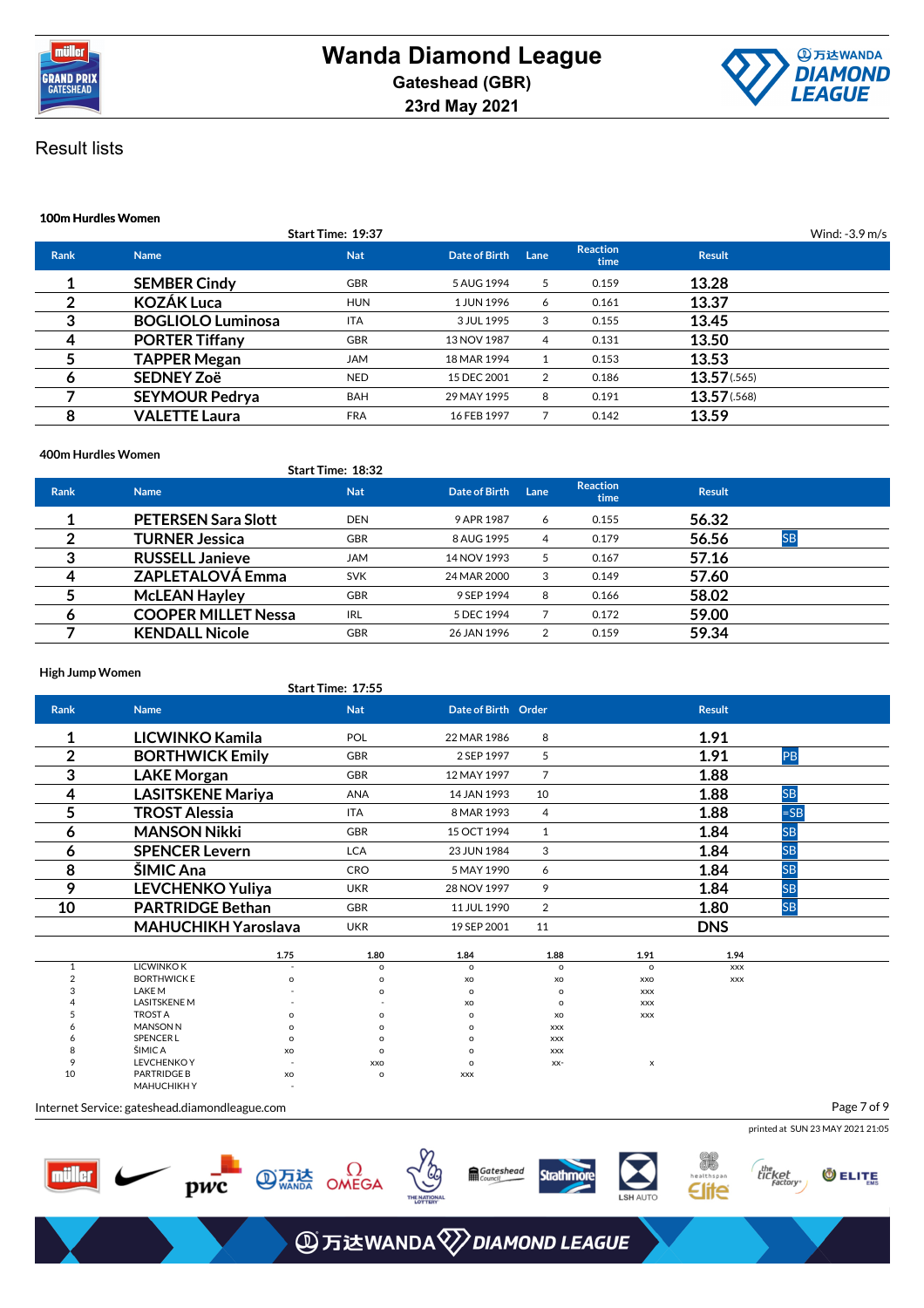# Wanda Diamond League

Gateshead (GBR)

23rd May 2021

## Result lists

### 100m Hurdles Women

Start Time: 19:37 — Wind: -3.9 m/s

| Rank | Name | Nat | Date of Birth | Lane | Reaction time | Result | |
|---|---|---|---|---|---|---|---|
| 1 | SEMBER Cindy | GBR | 5 AUG 1994 | 5 | 0.159 | 13.28 | |
| 2 | KOZÁK Luca | HUN | 1 JUN 1996 | 6 | 0.161 | 13.37 | |
| 3 | BOGLIOLO Luminosa | ITA | 3 JUL 1995 | 3 | 0.155 | 13.45 | |
| 4 | PORTER Tiffany | GBR | 13 NOV 1987 | 4 | 0.131 | 13.50 | |
| 5 | TAPPER Megan | JAM | 18 MAR 1994 | 1 | 0.153 | 13.53 | |
| 6 | SEDNEY Zoë | NED | 15 DEC 2001 | 2 | 0.186 | 13.57 (.565) | |
| 7 | SEYMOUR Pedrya | BAH | 29 MAY 1995 | 8 | 0.191 | 13.57 (.568) | |
| 8 | VALETTE Laura | FRA | 16 FEB 1997 | 7 | 0.142 | 13.59 | |

### 400m Hurdles Women

Start Time: 18:32

| Rank | Name | Nat | Date of Birth | Lane | Reaction time | Result | |
|---|---|---|---|---|---|---|---|
| 1 | PETERSEN Sara Slott | DEN | 9 APR 1987 | 6 | 0.155 | 56.32 | |
| 2 | TURNER Jessica | GBR | 8 AUG 1995 | 4 | 0.179 | 56.56 | SB |
| 3 | RUSSELL Janieve | JAM | 14 NOV 1993 | 5 | 0.167 | 57.16 | |
| 4 | ZAPLETALOVÁ Emma | SVK | 24 MAR 2000 | 3 | 0.149 | 57.60 | |
| 5 | McLEAN Hayley | GBR | 9 SEP 1994 | 8 | 0.166 | 58.02 | |
| 6 | COOPER MILLET Nessa | IRL | 5 DEC 1994 | 7 | 0.172 | 59.00 | |
| 7 | KENDALL Nicole | GBR | 26 JAN 1996 | 2 | 0.159 | 59.34 | |

### High Jump Women

Start Time: 17:55

| Rank | Name | Nat | Date of Birth | Order | Result | |
|---|---|---|---|---|---|---|
| 1 | LICWINKO Kamila | POL | 22 MAR 1986 | 8 | 1.91 | |
| 2 | BORTHWICK Emily | GBR | 2 SEP 1997 | 5 | 1.91 | PB |
| 3 | LAKE Morgan | GBR | 12 MAY 1997 | 7 | 1.88 | |
| 4 | LASITSKENE Mariya | ANA | 14 JAN 1993 | 10 | 1.88 | SB |
| 5 | TROST Alessia | ITA | 8 MAR 1993 | 4 | 1.88 | =SB |
| 6 | MANSON Nikki | GBR | 15 OCT 1994 | 1 | 1.84 | SB |
| 6 | SPENCER Levern | LCA | 23 JUN 1984 | 3 | 1.84 | SB |
| 8 | ŠIMIC Ana | CRO | 5 MAY 1990 | 6 | 1.84 | SB |
| 9 | LEVCHENKO Yuliya | UKR | 28 NOV 1997 | 9 | 1.84 | SB |
| 10 | PARTRIDGE Bethan | GBR | 11 JUL 1990 | 2 | 1.80 | SB |
| | MAHUCHIKH Yaroslava | UKR | 19 SEP 2001 | 11 | DNS | |

| | | 1.75 | 1.80 | 1.84 | 1.88 | 1.91 | 1.94 |
|---|---|---|---|---|---|---|---|
| 1 | LICWINKO K | - | o | o | o | o | xxx |
| 2 | BORTHWICK E | o | o | xo | xo | xxo | xxx |
| 3 | LAKE M | - | o | o | o | xxx | |
| 4 | LASITSKENE M | - | - | xo | o | xxx | |
| 5 | TROST A | o | o | o | xo | xxx | |
| 6 | MANSON N | o | o | o | xxx | | |
| 6 | SPENCER L | o | o | o | xxx | | |
| 8 | ŠIMIC A | xo | o | o | xxx | | |
| 9 | LEVCHENKO Y | - | xxo | o | xx- | x | |
| 10 | PARTRIDGE B | xo | o | xxx | | | |
| | MAHUCHIKH Y | - | | | | | |

Internet Service: gateshead.diamondleague.com

printed at SUN 23 MAY 2021 21:05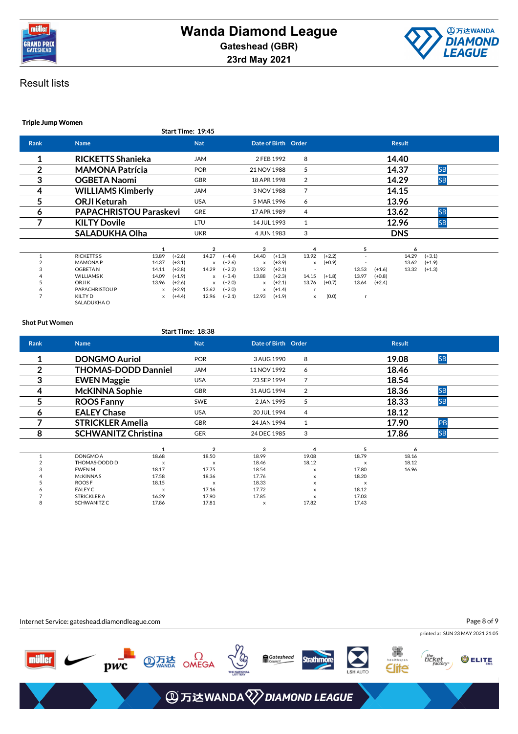# Wanda Diamond League

Gateshead (GBR)

23rd May 2021

## Result lists

### Triple Jump Women

Start Time: 19:45

| Rank | Name | Nat | Date of Birth | Order | Result | |
|---|---|---|---|---|---|---|
| 1 | RICKETTS Shanieka | JAM | 2 FEB 1992 | 8 | 14.40 | |
| 2 | MAMONA Patrícia | POR | 21 NOV 1988 | 5 | 14.37 | SB |
| 3 | OGBETA Naomi | GBR | 18 APR 1998 | 2 | 14.29 | SB |
| 4 | WILLIAMS Kimberly | JAM | 3 NOV 1988 | 7 | 14.15 | |
| 5 | ORJI Keturah | USA | 5 MAR 1996 | 6 | 13.96 | |
| 6 | PAPACHRISTOU Paraskevi | GRE | 17 APR 1989 | 4 | 13.62 | SB |
| 7 | KILTY Dovile | LTU | 14 JUL 1993 | 1 | 12.96 | SB |
| | SALADUKHA Olha | UKR | 4 JUN 1983 | 3 | DNS | |

| | Name | 1 | | 2 | | 3 | | 4 | | 5 | | 6 | |
|---|---|---|---|---|---|---|---|---|---|---|---|---|---|
| 1 | RICKETTS S | 13.89 | (+2.6) | 14.27 | (+4.4) | 14.40 | (+1.3) | 13.92 | (+2.2) | - | | 14.29 | (+3.1) |
| 2 | MAMONA P | 14.37 | (+3.1) | x | (+2.6) | x | (+3.9) | x | (+0.9) | - | | 13.62 | (+1.9) |
| 3 | OGBETA N | 14.11 | (+2.8) | 14.29 | (+2.2) | 13.92 | (+2.1) | - | | 13.53 | (+1.6) | 13.32 | (+1.3) |
| 4 | WILLIAMS K | 14.09 | (+1.9) | x | (+3.4) | 13.88 | (+2.3) | 14.15 | (+1.8) | 13.97 | (+0.8) | | |
| 5 | ORJI K | 13.96 | (+2.6) | x | (+2.0) | x | (+2.1) | 13.76 | (+0.7) | 13.64 | (+2.4) | | |
| 6 | PAPACHRISTOU P | x | (+2.9) | 13.62 | (+2.0) | x | (+1.4) | r | | | | | |
| 7 | KILTY D | x | (+4.4) | 12.96 | (+2.1) | 12.93 | (+1.9) | x | (0.0) | r | | | |
| | SALADUKHA O | | | | | | | | | | | | |

### Shot Put Women

Start Time: 18:38

| Rank | Name | Nat | Date of Birth | Order | Result | |
|---|---|---|---|---|---|---|
| 1 | DONGMO Auriol | POR | 3 AUG 1990 | 8 | 19.08 | SB |
| 2 | THOMAS-DODD Danniel | JAM | 11 NOV 1992 | 6 | 18.46 | |
| 3 | EWEN Maggie | USA | 23 SEP 1994 | 7 | 18.54 | |
| 4 | McKINNA Sophie | GBR | 31 AUG 1994 | 2 | 18.36 | SB |
| 5 | ROOS Fanny | SWE | 2 JAN 1995 | 5 | 18.33 | SB |
| 6 | EALEY Chase | USA | 20 JUL 1994 | 4 | 18.12 | |
| 7 | STRICKLER Amelia | GBR | 24 JAN 1994 | 1 | 17.90 | PB |
| 8 | SCHWANITZ Christina | GER | 24 DEC 1985 | 3 | 17.86 | SB |

| | Name | 1 | 2 | 3 | 4 | 5 | 6 |
|---|---|---|---|---|---|---|---|
| 1 | DONGMO A | 18.68 | 18.50 | 18.99 | 19.08 | 18.79 | 18.16 |
| 2 | THOMAS-DODD D | x | x | 18.46 | 18.12 | x | 18.12 |
| 3 | EWEN M | 18.17 | 17.75 | 18.54 | x | 17.80 | 16.96 |
| 4 | McKINNA S | 17.58 | 18.36 | 17.76 | x | 18.20 | |
| 5 | ROOS F | 18.15 | x | 18.33 | x | x | |
| 6 | EALEY C | x | 17.16 | 17.72 | x | 18.12 | |
| 7 | STRICKLER A | 16.29 | 17.90 | 17.85 | x | 17.03 | |
| 8 | SCHWANITZ C | 17.86 | 17.81 | x | 17.82 | 17.43 | |

Internet Service: gateshead.diamondleague.com

printed at SUN 23 MAY 2021 21:05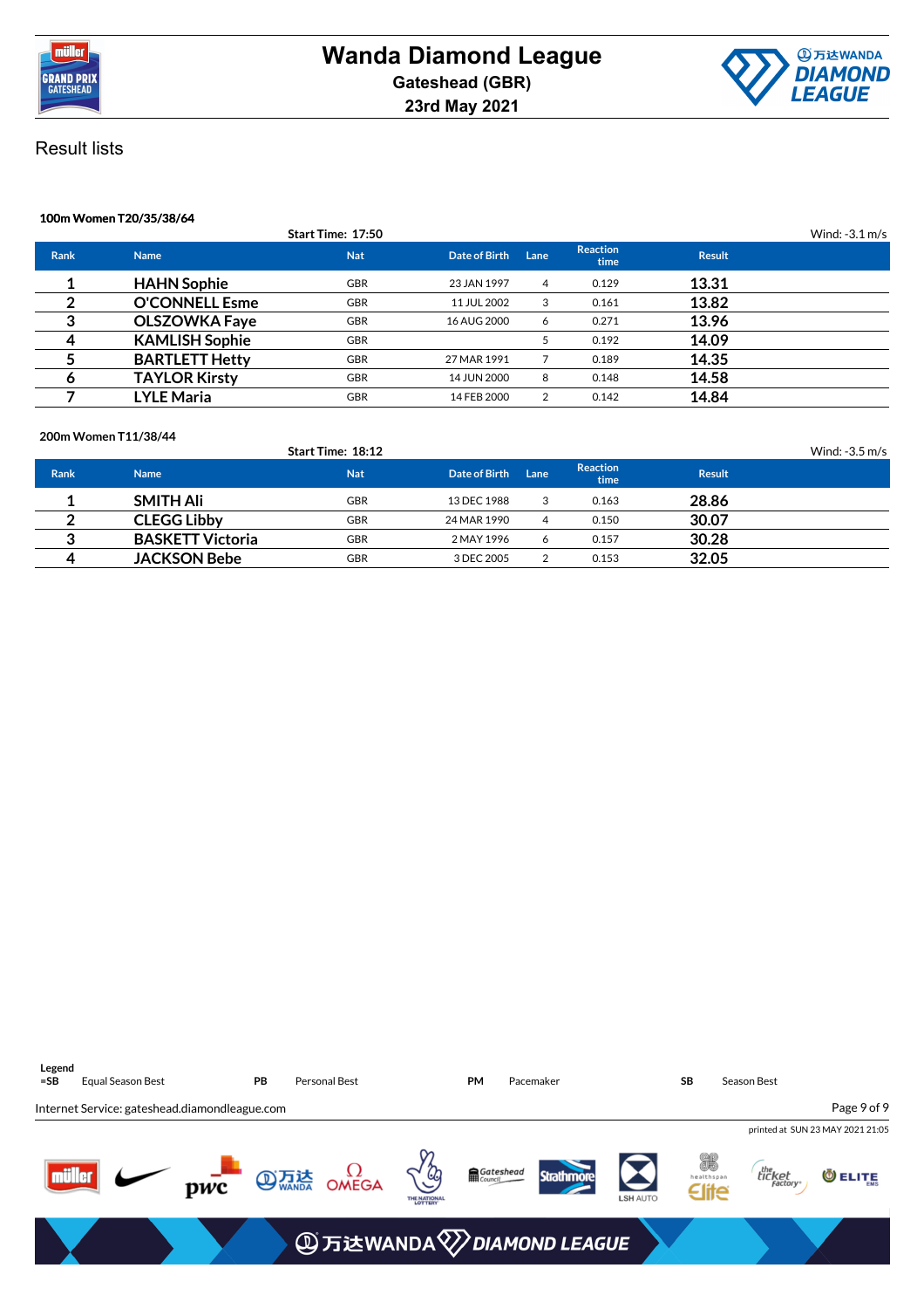# Wanda Diamond League

**Gateshead (GBR)**

**23rd May 2021**

## Result lists

### 100m Women T20/35/38/64

Start Time: 17:50 — Wind: -3.1 m/s

| Rank | Name | Nat | Date of Birth | Lane | Reaction time | Result |
|---|---|---|---|---|---|---|
| 1 | HAHN Sophie | GBR | 23 JAN 1997 | 4 | 0.129 | 13.31 |
| 2 | O'CONNELL Esme | GBR | 11 JUL 2002 | 3 | 0.161 | 13.82 |
| 3 | OLSZOWKA Faye | GBR | 16 AUG 2000 | 6 | 0.271 | 13.96 |
| 4 | KAMLISH Sophie | GBR | | 5 | 0.192 | 14.09 |
| 5 | BARTLETT Hetty | GBR | 27 MAR 1991 | 7 | 0.189 | 14.35 |
| 6 | TAYLOR Kirsty | GBR | 14 JUN 2000 | 8 | 0.148 | 14.58 |
| 7 | LYLE Maria | GBR | 14 FEB 2000 | 2 | 0.142 | 14.84 |

### 200m Women T11/38/44

Start Time: 18:12 — Wind: -3.5 m/s

| Rank | Name | Nat | Date of Birth | Lane | Reaction time | Result |
|---|---|---|---|---|---|---|
| 1 | SMITH Ali | GBR | 13 DEC 1988 | 3 | 0.163 | 28.86 |
| 2 | CLEGG Libby | GBR | 24 MAR 1990 | 4 | 0.150 | 30.07 |
| 3 | BASKETT Victoria | GBR | 2 MAY 1996 | 6 | 0.157 | 30.28 |
| 4 | JACKSON Bebe | GBR | 3 DEC 2005 | 2 | 0.153 | 32.05 |

**Legend**

| | | | | | | | |
|---|---|---|---|---|---|---|---|
| =SB | Equal Season Best | PB | Personal Best | PM | Pacemaker | SB | Season Best |

Internet Service: gateshead.diamondleague.com

printed at SUN 23 MAY 2021 21:05